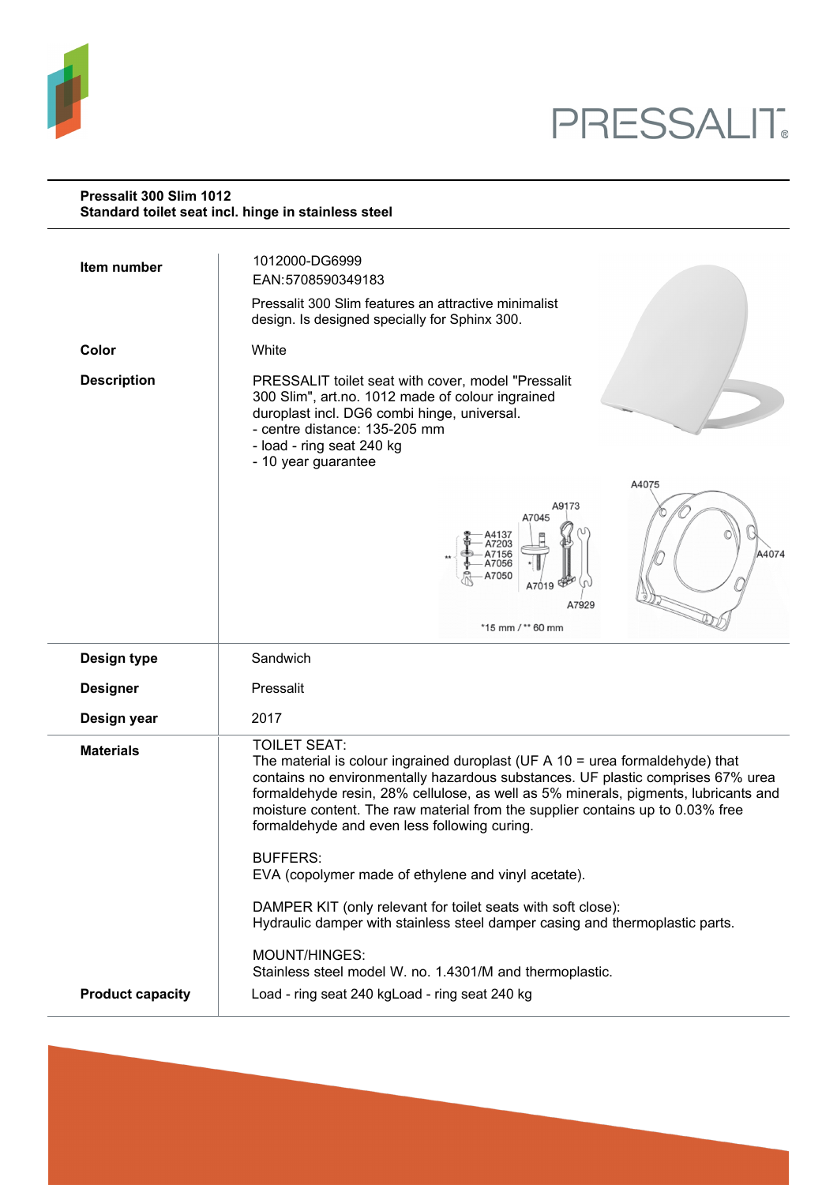**Pressalit 300 Slim 1012**
**Standard toilet seat incl. hinge in stainless steel**

| | |
|---|---|
| **Item number** | 1012000-DG6999<br>EAN:5708590349183<br>Pressalit 300 Slim features an attractive minimalist design. Is designed specially for Sphinx 300. |
| **Color** | White |
| **Description** | PRESSALIT toilet seat with cover, model "Pressalit 300 Slim", art.no. 1012 made of colour ingrained duroplast incl. DG6 combi hinge, universal.<br>- centre distance: 135-205 mm<br>- load - ring seat 240 kg<br>- 10 year guarantee |
| **Design type** | Sandwich |
| **Designer** | Pressalit |
| **Design year** | 2017 |
| **Materials** | TOILET SEAT:<br>The material is colour ingrained duroplast (UF A 10 = urea formaldehyde) that contains no environmentally hazardous substances. UF plastic comprises 67% urea formaldehyde resin, 28% cellulose, as well as 5% minerals, pigments, lubricants and moisture content. The raw material from the supplier contains up to 0.03% free formaldehyde and even less following curing.<br><br>BUFFERS:<br>EVA (copolymer made of ethylene and vinyl acetate).<br><br>DAMPER KIT (only relevant for toilet seats with soft close):<br>Hydraulic damper with stainless steel damper casing and thermoplastic parts.<br><br>MOUNT/HINGES:<br>Stainless steel model W. no. 1.4301/M and thermoplastic. |
| **Product capacity** | Load - ring seat 240 kgLoad - ring seat 240 kg |

A4075
A9173
A7045
A4137
A7203
A7156
A7056
A7050
A7019
A7929
A4074
*15 mm / ** 60 mm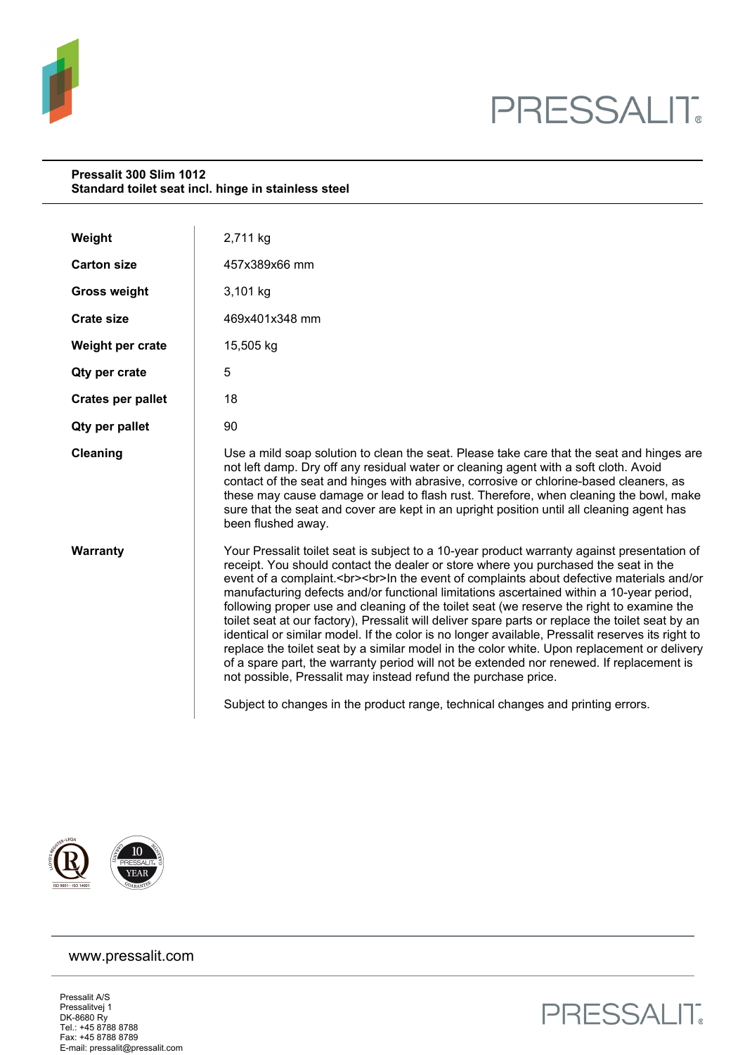**Pressalit 300 Slim 1012**
**Standard toilet seat incl. hinge in stainless steel**

| | |
|---|---|
| **Weight** | 2,711 kg |
| **Carton size** | 457x389x66 mm |
| **Gross weight** | 3,101 kg |
| **Crate size** | 469x401x348 mm |
| **Weight per crate** | 15,505 kg |
| **Qty per crate** | 5 |
| **Crates per pallet** | 18 |
| **Qty per pallet** | 90 |
| **Cleaning** | Use a mild soap solution to clean the seat. Please take care that the seat and hinges are not left damp. Dry off any residual water or cleaning agent with a soft cloth. Avoid contact of the seat and hinges with abrasive, corrosive or chlorine-based cleaners, as these may cause damage or lead to flash rust. Therefore, when cleaning the bowl, make sure that the seat and cover are kept in an upright position until all cleaning agent has been flushed away. |
| **Warranty** | Your Pressalit toilet seat is subject to a 10-year product warranty against presentation of receipt. You should contact the dealer or store where you purchased the seat in the event of a complaint.<br><br>In the event of complaints about defective materials and/or manufacturing defects and/or functional limitations ascertained within a 10-year period, following proper use and cleaning of the toilet seat (we reserve the right to examine the toilet seat at our factory), Pressalit will deliver spare parts or replace the toilet seat by an identical or similar model. If the color is no longer available, Pressalit reserves its right to replace the toilet seat by a similar model in the color white. Upon replacement or delivery of a spare part, the warranty period will not be extended nor renewed. If replacement is not possible, Pressalit may instead refund the purchase price. |

Subject to changes in the product range, technical changes and printing errors.

ISO 9001 · ISO 14001

10 YEAR PRESSALIT GUARANTEE

www.pressalit.com

Pressalit A/S
Pressalitvej 1
DK-8680 Ry
Tel.: +45 8788 8788
Fax: +45 8788 8789
E-mail: pressalit@pressalit.com